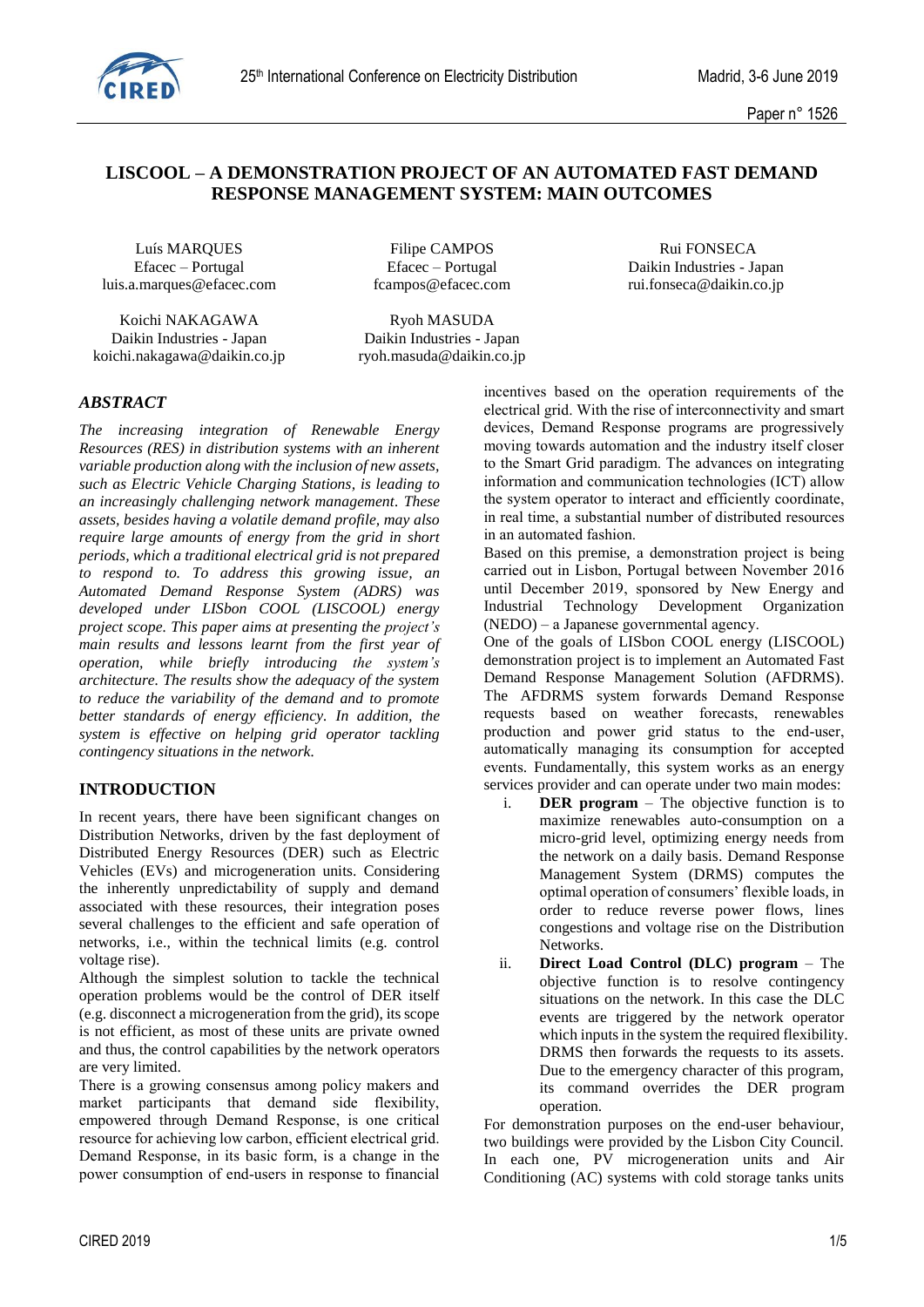# LISCOOL – A DEMONSTRATION PROJECT OF AN AUTOMATED FAST DEMAND RESPONSE MANAGEMENT SYSTEM: MAIN OUTCOMES

Luís MARQUES
Efacec – Portugal
luis.a.marques@efacec.com

Filipe CAMPOS
Efacec – Portugal
fcampos@efacec.com

Rui FONSECA
Daikin Industries - Japan
rui.fonseca@daikin.co.jp

Koichi NAKAGAWA
Daikin Industries - Japan
koichi.nakagawa@daikin.co.jp

Ryoh MASUDA
Daikin Industries - Japan
ryoh.masuda@daikin.co.jp

## *ABSTRACT*

*The increasing integration of Renewable Energy Resources (RES) in distribution systems with an inherent variable production along with the inclusion of new assets, such as Electric Vehicle Charging Stations, is leading to an increasingly challenging network management. These assets, besides having a volatile demand profile, may also require large amounts of energy from the grid in short periods, which a traditional electrical grid is not prepared to respond to. To address this growing issue, an Automated Demand Response System (ADRS) was developed under LISbon COOL (LISCOOL) energy project scope. This paper aims at presenting the project's main results and lessons learnt from the first year of operation, while briefly introducing the system's architecture. The results show the adequacy of the system to reduce the variability of the demand and to promote better standards of energy efficiency. In addition, the system is effective on helping grid operator tackling contingency situations in the network.*

## INTRODUCTION

In recent years, there have been significant changes on Distribution Networks, driven by the fast deployment of Distributed Energy Resources (DER) such as Electric Vehicles (EVs) and microgeneration units. Considering the inherently unpredictability of supply and demand associated with these resources, their integration poses several challenges to the efficient and safe operation of networks, i.e., within the technical limits (e.g. control voltage rise).

Although the simplest solution to tackle the technical operation problems would be the control of DER itself (e.g. disconnect a microgeneration from the grid), its scope is not efficient, as most of these units are private owned and thus, the control capabilities by the network operators are very limited.

There is a growing consensus among policy makers and market participants that demand side flexibility, empowered through Demand Response, is one critical resource for achieving low carbon, efficient electrical grid. Demand Response, in its basic form, is a change in the power consumption of end-users in response to financial incentives based on the operation requirements of the electrical grid. With the rise of interconnectivity and smart devices, Demand Response programs are progressively moving towards automation and the industry itself closer to the Smart Grid paradigm. The advances on integrating information and communication technologies (ICT) allow the system operator to interact and efficiently coordinate, in real time, a substantial number of distributed resources in an automated fashion.

Based on this premise, a demonstration project is being carried out in Lisbon, Portugal between November 2016 until December 2019, sponsored by New Energy and Industrial Technology Development Organization (NEDO) – a Japanese governmental agency.

One of the goals of LISbon COOL energy (LISCOOL) demonstration project is to implement an Automated Fast Demand Response Management Solution (AFDRMS). The AFDRMS system forwards Demand Response requests based on weather forecasts, renewables production and power grid status to the end-user, automatically managing its consumption for accepted events. Fundamentally, this system works as an energy services provider and can operate under two main modes:

i. **DER program** – The objective function is to maximize renewables auto-consumption on a micro-grid level, optimizing energy needs from the network on a daily basis. Demand Response Management System (DRMS) computes the optimal operation of consumers' flexible loads, in order to reduce reverse power flows, lines congestions and voltage rise on the Distribution Networks.
ii. **Direct Load Control (DLC) program** – The objective function is to resolve contingency situations on the network. In this case the DLC events are triggered by the network operator which inputs in the system the required flexibility. DRMS then forwards the requests to its assets. Due to the emergency character of this program, its command overrides the DER program operation.

For demonstration purposes on the end-user behaviour, two buildings were provided by the Lisbon City Council. In each one, PV microgeneration units and Air Conditioning (AC) systems with cold storage tanks units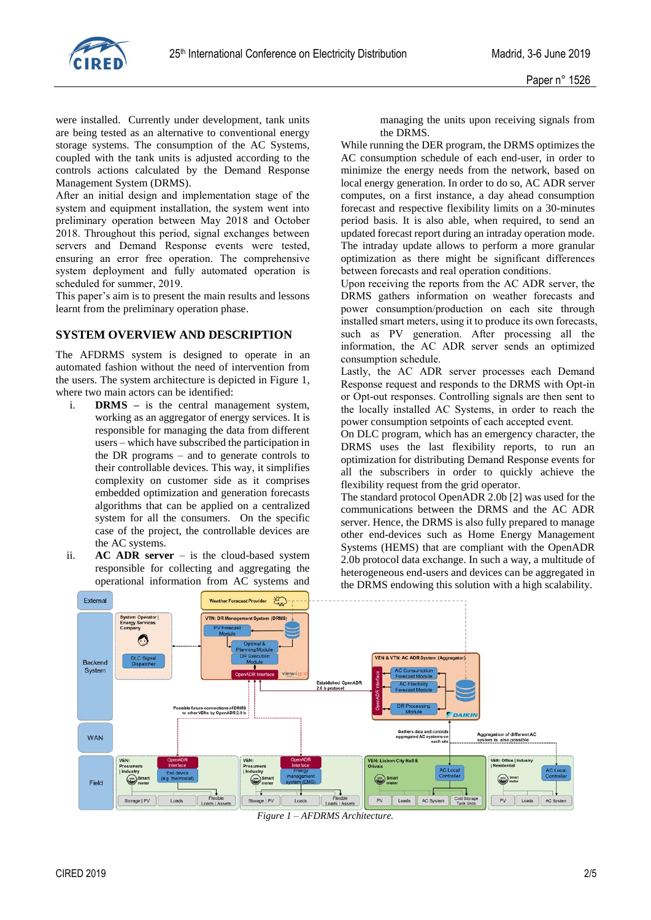were installed. Currently under development, tank units are being tested as an alternative to conventional energy storage systems. The consumption of the AC Systems, coupled with the tank units is adjusted according to the controls actions calculated by the Demand Response Management System (DRMS).

After an initial design and implementation stage of the system and equipment installation, the system went into preliminary operation between May 2018 and October 2018. Throughout this period, signal exchanges between servers and Demand Response events were tested, ensuring an error free operation. The comprehensive system deployment and fully automated operation is scheduled for summer, 2019.

This paper's aim is to present the main results and lessons learnt from the preliminary operation phase.

## SYSTEM OVERVIEW AND DESCRIPTION

The AFDRMS system is designed to operate in an automated fashion without the need of intervention from the users. The system architecture is depicted in Figure 1, where two main actors can be identified:

i. **DRMS –** is the central management system, working as an aggregator of energy services. It is responsible for managing the data from different users – which have subscribed the participation in the DR programs – and to generate controls to their controllable devices. This way, it simplifies complexity on customer side as it comprises embedded optimization and generation forecasts algorithms that can be applied on a centralized system for all the consumers. On the specific case of the project, the controllable devices are the AC systems.

ii. **AC ADR server** – is the cloud-based system responsible for collecting and aggregating the operational information from AC systems and managing the units upon receiving signals from the DRMS.

While running the DER program, the DRMS optimizes the AC consumption schedule of each end-user, in order to minimize the energy needs from the network, based on local energy generation. In order to do so, AC ADR server computes, on a first instance, a day ahead consumption forecast and respective flexibility limits on a 30-minutes period basis. It is also able, when required, to send an updated forecast report during an intraday operation mode. The intraday update allows to perform a more granular optimization as there might be significant differences between forecasts and real operation conditions.

Upon receiving the reports from the AC ADR server, the DRMS gathers information on weather forecasts and power consumption/production on each site through installed smart meters, using it to produce its own forecasts, such as PV generation. After processing all the information, the AC ADR server sends an optimized consumption schedule.

Lastly, the AC ADR server processes each Demand Response request and responds to the DRMS with Opt-in or Opt-out responses. Controlling signals are then sent to the locally installed AC Systems, in order to reach the power consumption setpoints of each accepted event.

On DLC program, which has an emergency character, the DRMS uses the last flexibility reports, to run an optimization for distributing Demand Response events for all the subscribers in order to quickly achieve the flexibility request from the grid operator.

The standard protocol OpenADR 2.0b [2] was used for the communications between the DRMS and the AC ADR server. Hence, the DRMS is also fully prepared to manage other end-devices such as Home Energy Management Systems (HEMS) that are compliant with the OpenADR 2.0b protocol data exchange. In such a way, a multitude of heterogeneous end-users and devices can be aggregated in the DRMS endowing this solution with a high scalability.

*Figure 1 – AFDRMS Architecture.*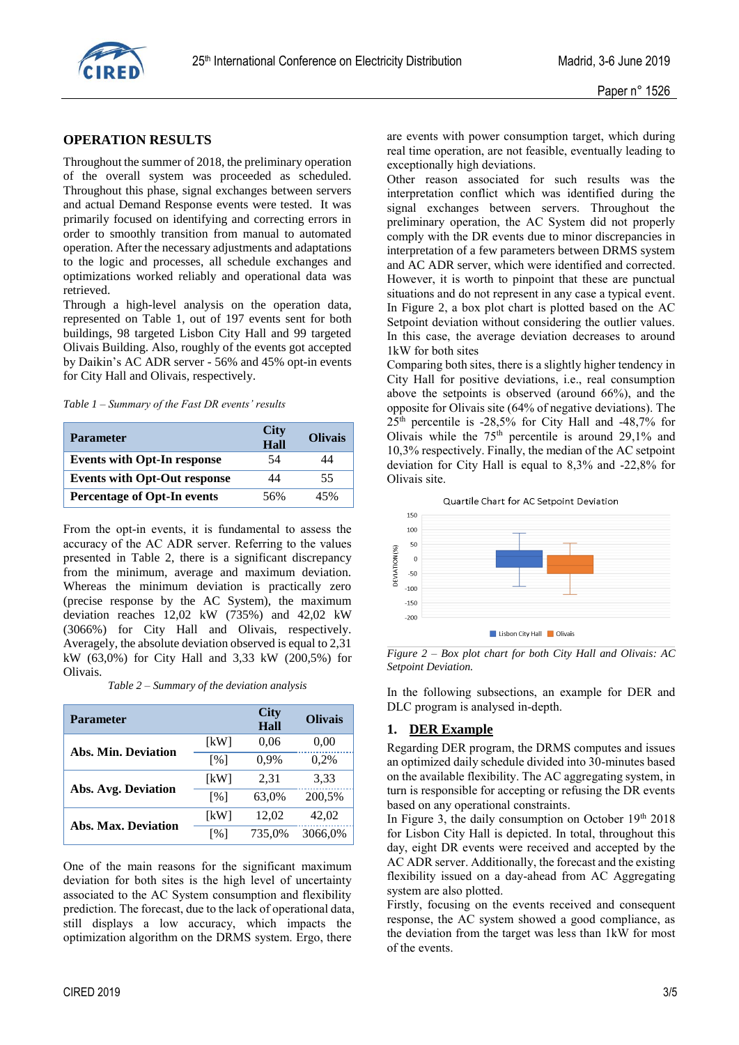## OPERATION RESULTS

Throughout the summer of 2018, the preliminary operation of the overall system was proceeded as scheduled. Throughout this phase, signal exchanges between servers and actual Demand Response events were tested. It was primarily focused on identifying and correcting errors in order to smoothly transition from manual to automated operation. After the necessary adjustments and adaptations to the logic and processes, all schedule exchanges and optimizations worked reliably and operational data was retrieved.

Through a high-level analysis on the operation data, represented on Table 1, out of 197 events sent for both buildings, 98 targeted Lisbon City Hall and 99 targeted Olivais Building. Also, roughly of the events got accepted by Daikin's AC ADR server - 56% and 45% opt-in events for City Hall and Olivais, respectively.

*Table 1 – Summary of the Fast DR events' results*

| Parameter | City Hall | Olivais |
|---|---|---|
| **Events with Opt-In response** | 54 | 44 |
| **Events with Opt-Out response** | 44 | 55 |
| **Percentage of Opt-In events** | 56% | 45% |

From the opt-in events, it is fundamental to assess the accuracy of the AC ADR server. Referring to the values presented in Table 2, there is a significant discrepancy from the minimum, average and maximum deviation. Whereas the minimum deviation is practically zero (precise response by the AC System), the maximum deviation reaches 12,02 kW (735%) and 42,02 kW (3066%) for City Hall and Olivais, respectively. Averagely, the absolute deviation observed is equal to 2,31 kW (63,0%) for City Hall and 3,33 kW (200,5%) for Olivais.

*Table 2 – Summary of the deviation analysis*

| Parameter | | City Hall | Olivais |
|---|---|---|---|
| **Abs. Min. Deviation** | [kW] | 0,06 | 0,00 |
| | [%] | 0,9% | 0,2% |
| **Abs. Avg. Deviation** | [kW] | 2,31 | 3,33 |
| | [%] | 63,0% | 200,5% |
| **Abs. Max. Deviation** | [kW] | 12,02 | 42,02 |
| | [%] | 735,0% | 3066,0% |

One of the main reasons for the significant maximum deviation for both sites is the high level of uncertainty associated to the AC System consumption and flexibility prediction. The forecast, due to the lack of operational data, still displays a low accuracy, which impacts the optimization algorithm on the DRMS system. Ergo, there are events with power consumption target, which during real time operation, are not feasible, eventually leading to exceptionally high deviations.

Other reason associated for such results was the interpretation conflict which was identified during the signal exchanges between servers. Throughout the preliminary operation, the AC System did not properly comply with the DR events due to minor discrepancies in interpretation of a few parameters between DRMS system and AC ADR server, which were identified and corrected. However, it is worth to pinpoint that these are punctual situations and do not represent in any case a typical event.

In Figure 2, a box plot chart is plotted based on the AC Setpoint deviation without considering the outlier values. In this case, the average deviation decreases to around 1kW for both sites

Comparing both sites, there is a slightly higher tendency in City Hall for positive deviations, i.e., real consumption above the setpoints is observed (around 66%), and the opposite for Olivais site (64% of negative deviations). The 25[th] percentile is -28,5% for City Hall and -48,7% for Olivais while the 75[th] percentile is around 29,1% and 10,3% respectively. Finally, the median of the AC setpoint deviation for City Hall is equal to 8,3% and -22,8% for Olivais site.

*Figure 2 – Box plot chart for both City Hall and Olivais: AC Setpoint Deviation.*

In the following subsections, an example for DER and DLC program is analysed in-depth.

### 1. DER Example

Regarding DER program, the DRMS computes and issues an optimized daily schedule divided into 30-minutes based on the available flexibility. The AC aggregating system, in turn is responsible for accepting or refusing the DR events based on any operational constraints.

In Figure 3, the daily consumption on October 19[th] 2018 for Lisbon City Hall is depicted. In total, throughout this day, eight DR events were received and accepted by the AC ADR server. Additionally, the forecast and the existing flexibility issued on a day-ahead from AC Aggregating system are also plotted.

Firstly, focusing on the events received and consequent response, the AC system showed a good compliance, as the deviation from the target was less than 1kW for most of the events.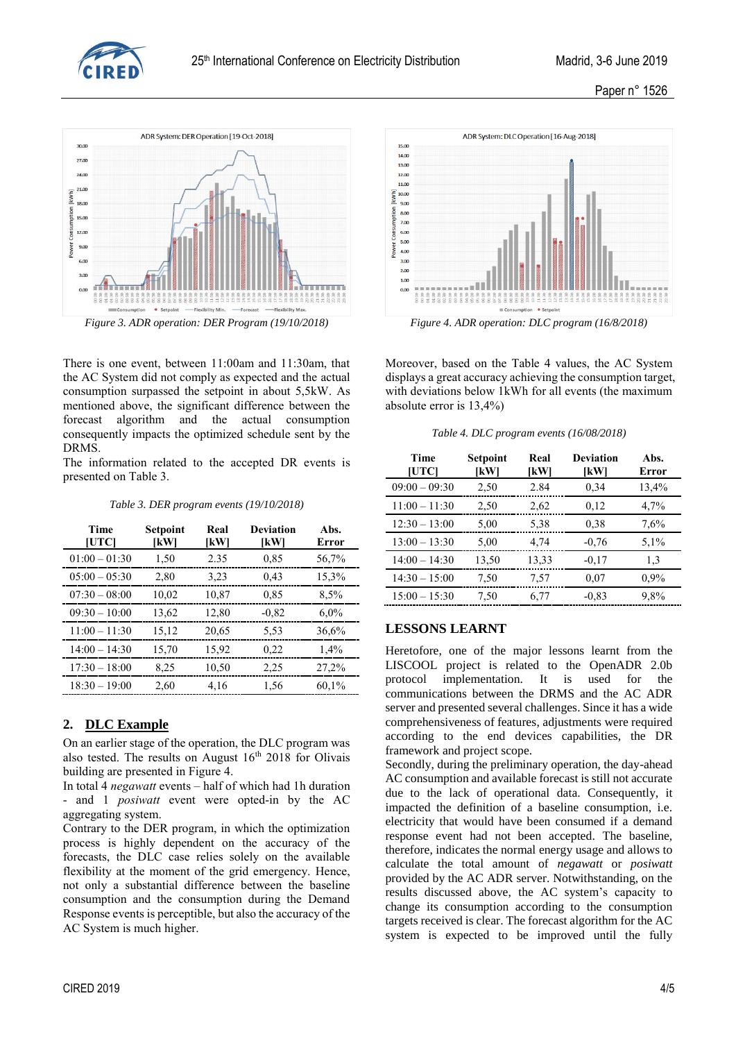*Figure 3. ADR operation: DER Program (19/10/2018)*

*Figure 4. ADR operation: DLC program (16/8/2018)*

There is one event, between 11:00am and 11:30am, that the AC System did not comply as expected and the actual consumption surpassed the setpoint in about 5,5kW. As mentioned above, the significant difference between the forecast algorithm and the actual consumption consequently impacts the optimized schedule sent by the DRMS.

The information related to the accepted DR events is presented on Table 3.

*Table 3. DER program events (19/10/2018)*

| Time [UTC] | Setpoint [kW] | Real [kW] | Deviation [kW] | Abs. Error |
|---|---|---|---|---|
| 01:00 – 01:30 | 1,50 | 2.35 | 0,85 | 56,7% |
| 05:00 – 05:30 | 2,80 | 3,23 | 0,43 | 15,3% |
| 07:30 – 08:00 | 10,02 | 10,87 | 0,85 | 8,5% |
| 09:30 – 10:00 | 13,62 | 12,80 | -0,82 | 6,0% |
| 11:00 – 11:30 | 15,12 | 20,65 | 5,53 | 36,6% |
| 14:00 – 14:30 | 15,70 | 15,92 | 0,22 | 1,4% |
| 17:30 – 18:00 | 8,25 | 10,50 | 2,25 | 27,2% |
| 18:30 – 19:00 | 2,60 | 4,16 | 1,56 | 60,1% |

## 2. DLC Example

On an earlier stage of the operation, the DLC program was also tested. The results on August 16th 2018 for Olivais building are presented in Figure 4.

In total 4 *negawatt* events – half of which had 1h duration - and 1 *posiwatt* event were opted-in by the AC aggregating system.

Contrary to the DER program, in which the optimization process is highly dependent on the accuracy of the forecasts, the DLC case relies solely on the available flexibility at the moment of the grid emergency. Hence, not only a substantial difference between the baseline consumption and the consumption during the Demand Response events is perceptible, but also the accuracy of the AC System is much higher.

Moreover, based on the Table 4 values, the AC System displays a great accuracy achieving the consumption target, with deviations below 1kWh for all events (the maximum absolute error is 13,4%)

*Table 4. DLC program events (16/08/2018)*

| Time [UTC] | Setpoint [kW] | Real [kW] | Deviation [kW] | Abs. Error |
|---|---|---|---|---|
| 09:00 – 09:30 | 2,50 | 2.84 | 0,34 | 13,4% |
| 11:00 – 11:30 | 2,50 | 2,62 | 0,12 | 4,7% |
| 12:30 – 13:00 | 5,00 | 5,38 | 0,38 | 7,6% |
| 13:00 – 13:30 | 5,00 | 4,74 | -0,76 | 5,1% |
| 14:00 – 14:30 | 13,50 | 13,33 | -0,17 | 1,3 |
| 14:30 – 15:00 | 7,50 | 7,57 | 0,07 | 0,9% |
| 15:00 – 15:30 | 7,50 | 6,77 | -0,83 | 9,8% |

## LESSONS LEARNT

Heretofore, one of the major lessons learnt from the LISCOOL project is related to the OpenADR 2.0b protocol implementation. It is used for the communications between the DRMS and the AC ADR server and presented several challenges. Since it has a wide comprehensiveness of features, adjustments were required according to the end devices capabilities, the DR framework and project scope.

Secondly, during the preliminary operation, the day-ahead AC consumption and available forecast is still not accurate due to the lack of operational data. Consequently, it impacted the definition of a baseline consumption, i.e. electricity that would have been consumed if a demand response event had not been accepted. The baseline, therefore, indicates the normal energy usage and allows to calculate the total amount of *negawatt* or *posiwatt* provided by the AC ADR server. Notwithstanding, on the results discussed above, the AC system's capacity to change its consumption according to the consumption targets received is clear. The forecast algorithm for the AC system is expected to be improved until the fully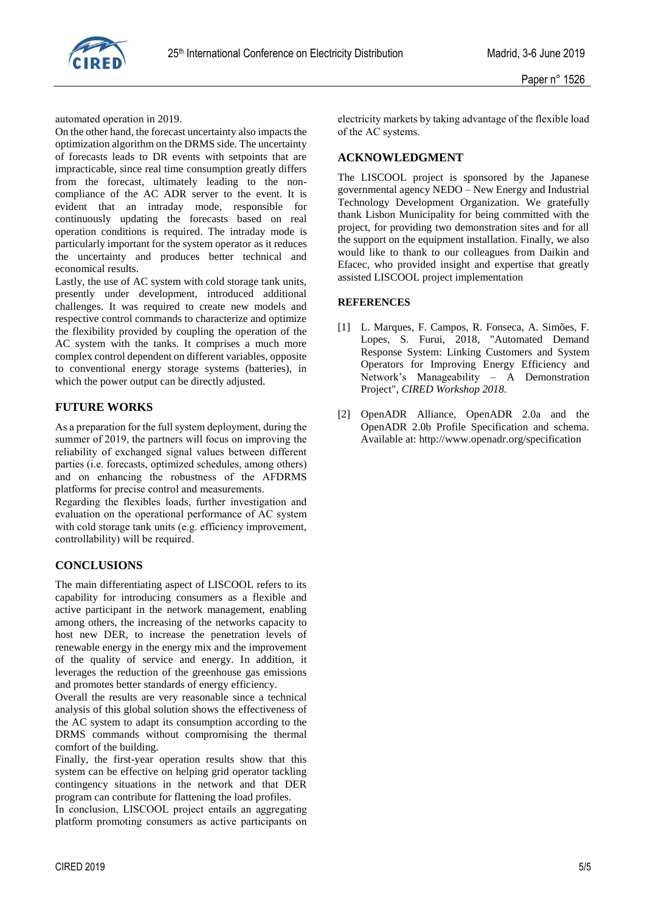automated operation in 2019.

On the other hand, the forecast uncertainty also impacts the optimization algorithm on the DRMS side. The uncertainty of forecasts leads to DR events with setpoints that are impracticable, since real time consumption greatly differs from the forecast, ultimately leading to the non-compliance of the AC ADR server to the event. It is evident that an intraday mode, responsible for continuously updating the forecasts based on real operation conditions is required. The intraday mode is particularly important for the system operator as it reduces the uncertainty and produces better technical and economical results.

Lastly, the use of AC system with cold storage tank units, presently under development, introduced additional challenges. It was required to create new models and respective control commands to characterize and optimize the flexibility provided by coupling the operation of the AC system with the tanks. It comprises a much more complex control dependent on different variables, opposite to conventional energy storage systems (batteries), in which the power output can be directly adjusted.

## FUTURE WORKS

As a preparation for the full system deployment, during the summer of 2019, the partners will focus on improving the reliability of exchanged signal values between different parties (i.e. forecasts, optimized schedules, among others) and on enhancing the robustness of the AFDRMS platforms for precise control and measurements.

Regarding the flexibles loads, further investigation and evaluation on the operational performance of AC system with cold storage tank units (e.g. efficiency improvement, controllability) will be required.

## CONCLUSIONS

The main differentiating aspect of LISCOOL refers to its capability for introducing consumers as a flexible and active participant in the network management, enabling among others, the increasing of the networks capacity to host new DER, to increase the penetration levels of renewable energy in the energy mix and the improvement of the quality of service and energy. In addition, it leverages the reduction of the greenhouse gas emissions and promotes better standards of energy efficiency.

Overall the results are very reasonable since a technical analysis of this global solution shows the effectiveness of the AC system to adapt its consumption according to the DRMS commands without compromising the thermal comfort of the building.

Finally, the first-year operation results show that this system can be effective on helping grid operator tackling contingency situations in the network and that DER program can contribute for flattening the load profiles.

In conclusion, LISCOOL project entails an aggregating platform promoting consumers as active participants on electricity markets by taking advantage of the flexible load of the AC systems.

## ACKNOWLEDGMENT

The LISCOOL project is sponsored by the Japanese governmental agency NEDO – New Energy and Industrial Technology Development Organization. We gratefully thank Lisbon Municipality for being committed with the project, for providing two demonstration sites and for all the support on the equipment installation. Finally, we also would like to thank to our colleagues from Daikin and Efacec, who provided insight and expertise that greatly assisted LISCOOL project implementation

### REFERENCES

[1] L. Marques, F. Campos, R. Fonseca, A. Simões, F. Lopes, S. Furui, 2018, "Automated Demand Response System: Linking Customers and System Operators for Improving Energy Efficiency and Network's Manageability – A Demonstration Project", *CIRED Workshop 2018.*

[2] OpenADR Alliance, OpenADR 2.0a and the OpenADR 2.0b Profile Specification and schema. Available at: http://www.openadr.org/specification